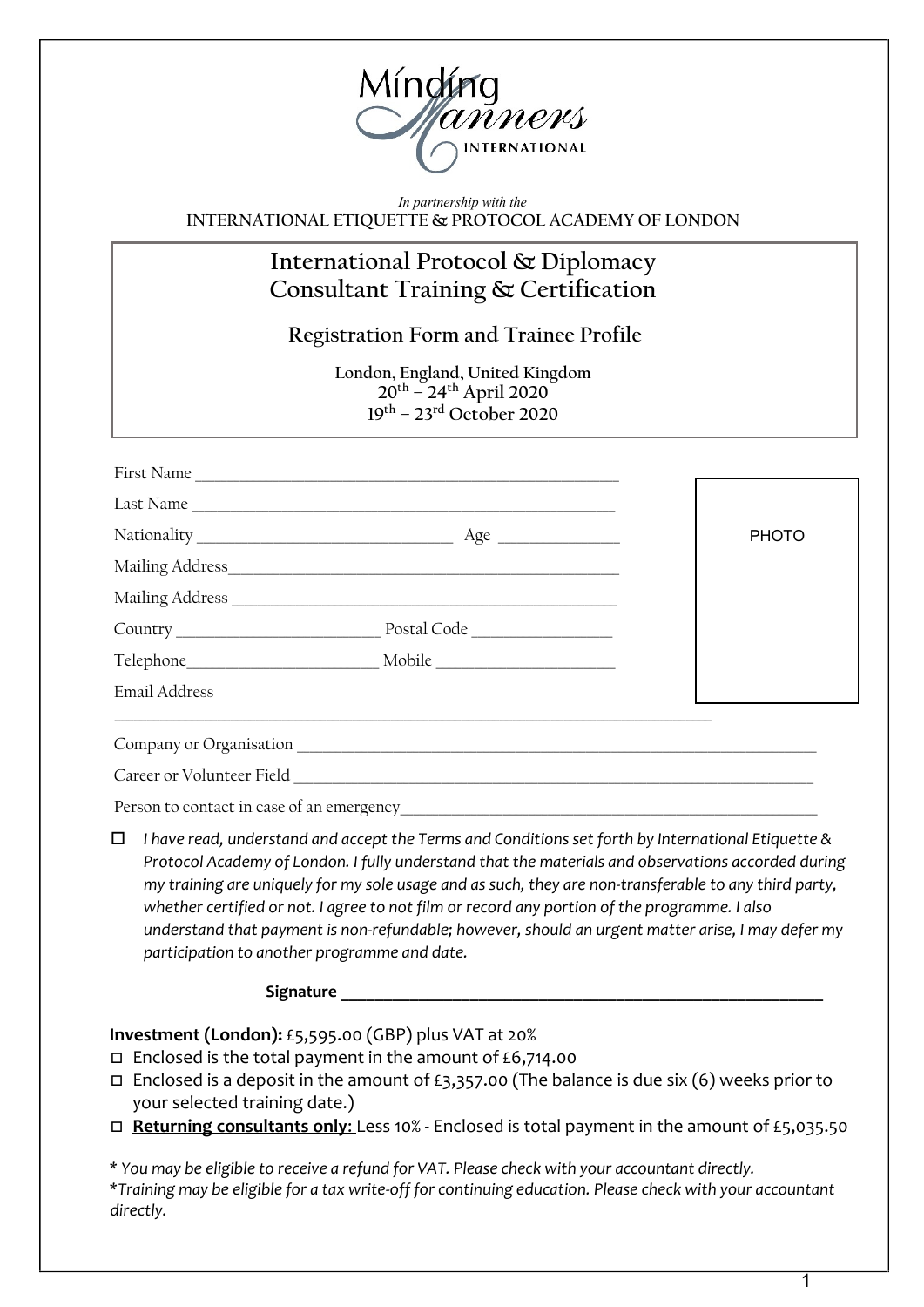Mínding Manners INTERNATIONAL

*In partnership with the*
**INTERNATIONAL ETIQUETTE & PROTOCOL ACADEMY OF LONDON**

# International Protocol & Diplomacy Consultant Training & Certification

## Registration Form and Trainee Profile

London, England, United Kingdom
20th – 24th April 2020
19th – 23rd October 2020

First Name ____________________________________________

Last Name ____________________________________________

Nationality ___________________________ Age ______________

Mailing Address____________________________________________

Mailing Address ____________________________________________

Country ______________________ Postal Code ________________

Telephone____________________ Mobile ____________________

Email Address

____________________________________________________________

PHOTO

Company or Organisation ____________________________________________

Career or Volunteer Field ____________________________________________

Person to contact in case of an emergency______________________________

☐ *I have read, understand and accept the Terms and Conditions set forth by International Etiquette & Protocol Academy of London. I fully understand that the materials and observations accorded during my training are uniquely for my sole usage and as such, they are non-transferable to any third party, whether certified or not. I agree to not film or record any portion of the programme. I also understand that payment is non-refundable; however, should an urgent matter arise, I may defer my participation to another programme and date.*

**Signature ____________________________________________**

**Investment (London):** £5,595.00 (GBP) plus VAT at 20%

☐ Enclosed is the total payment in the amount of £6,714.00

☐ Enclosed is a deposit in the amount of £3,357.00 (The balance is due six (6) weeks prior to your selected training date.)

☐ **Returning consultants only**: Less 10% - Enclosed is total payment in the amount of £5,035.50

*\* You may be eligible to receive a refund for VAT. Please check with your accountant directly.*
*\*Training may be eligible for a tax write-off for continuing education. Please check with your accountant directly.*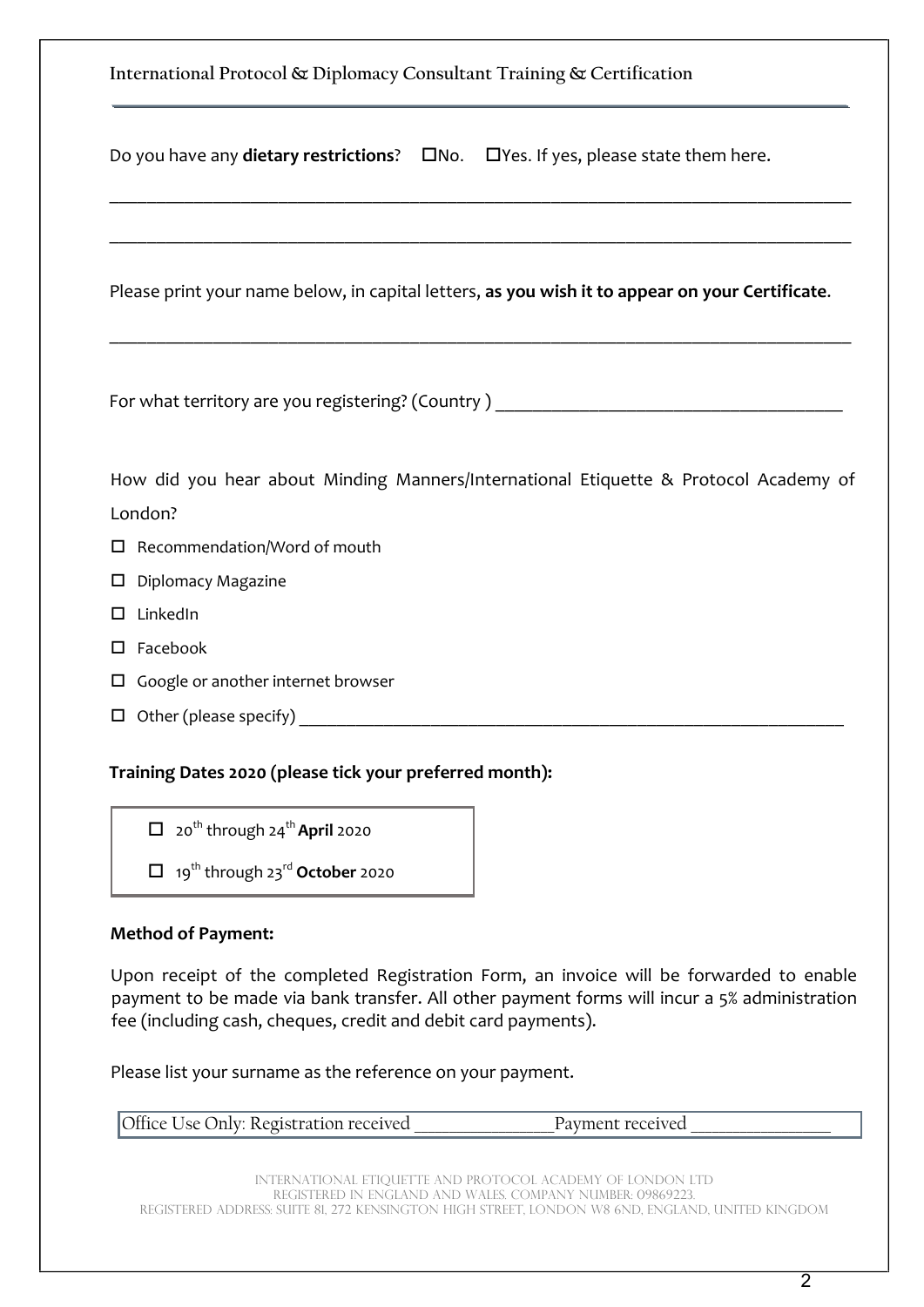Do you have any **dietary restrictions**? ☐No. ☐Yes. If yes, please state them here.

\_\_\_\_\_\_\_\_\_\_\_\_\_\_\_\_\_\_\_\_\_\_\_\_\_\_\_\_\_\_\_\_\_\_\_\_\_\_\_\_\_\_\_\_\_\_\_\_\_\_\_\_\_\_\_\_\_\_\_\_\_\_\_\_\_\_\_\_\_\_\_\_\_\_\_\_

\_\_\_\_\_\_\_\_\_\_\_\_\_\_\_\_\_\_\_\_\_\_\_\_\_\_\_\_\_\_\_\_\_\_\_\_\_\_\_\_\_\_\_\_\_\_\_\_\_\_\_\_\_\_\_\_\_\_\_\_\_\_\_\_\_\_\_\_\_\_\_\_\_\_\_\_

Please print your name below, in capital letters, **as you wish it to appear on your Certificate**.

\_\_\_\_\_\_\_\_\_\_\_\_\_\_\_\_\_\_\_\_\_\_\_\_\_\_\_\_\_\_\_\_\_\_\_\_\_\_\_\_\_\_\_\_\_\_\_\_\_\_\_\_\_\_\_\_\_\_\_\_\_\_\_\_\_\_\_\_\_\_\_\_\_\_\_\_

For what territory are you registering? (Country ) \_\_\_\_\_\_\_\_\_\_\_\_\_\_\_\_\_\_\_\_\_\_\_\_\_\_\_\_\_\_\_\_\_\_\_\_

How did you hear about Minding Manners/International Etiquette & Protocol Academy of London?

- ☐ Recommendation/Word of mouth
- ☐ Diplomacy Magazine
- ☐ LinkedIn
- ☐ Facebook
- ☐ Google or another internet browser
- ☐ Other (please specify) \_\_\_\_\_\_\_\_\_\_\_\_\_\_\_\_\_\_\_\_\_\_\_\_\_\_\_\_\_\_\_\_\_\_\_\_\_\_\_\_\_\_\_\_\_\_\_\_\_\_\_\_\_\_\_\_

**Training Dates 2020 (please tick your preferred month):**

- ☐ 20th through 24th **April** 2020
- ☐ 19th through 23rd **October** 2020

**Method of Payment:**

Upon receipt of the completed Registration Form, an invoice will be forwarded to enable payment to be made via bank transfer. All other payment forms will incur a 5% administration fee (including cash, cheques, credit and debit card payments).

Please list your surname as the reference on your payment.

| Office Use Only: Registration received \_\_\_\_\_\_\_\_\_\_\_\_\_\_\_ Payment received \_\_\_\_\_\_\_\_\_\_\_\_\_\_\_ |
|---|

INTERNATIONAL ETIQUETTE AND PROTOCOL ACADEMY OF LONDON LTD
REGISTERED IN ENGLAND AND WALES. COMPANY NUMBER: 09869223.
REGISTERED ADDRESS: SUITE 81, 272 KENSINGTON HIGH STREET, LONDON W8 6ND, ENGLAND, UNITED KINGDOM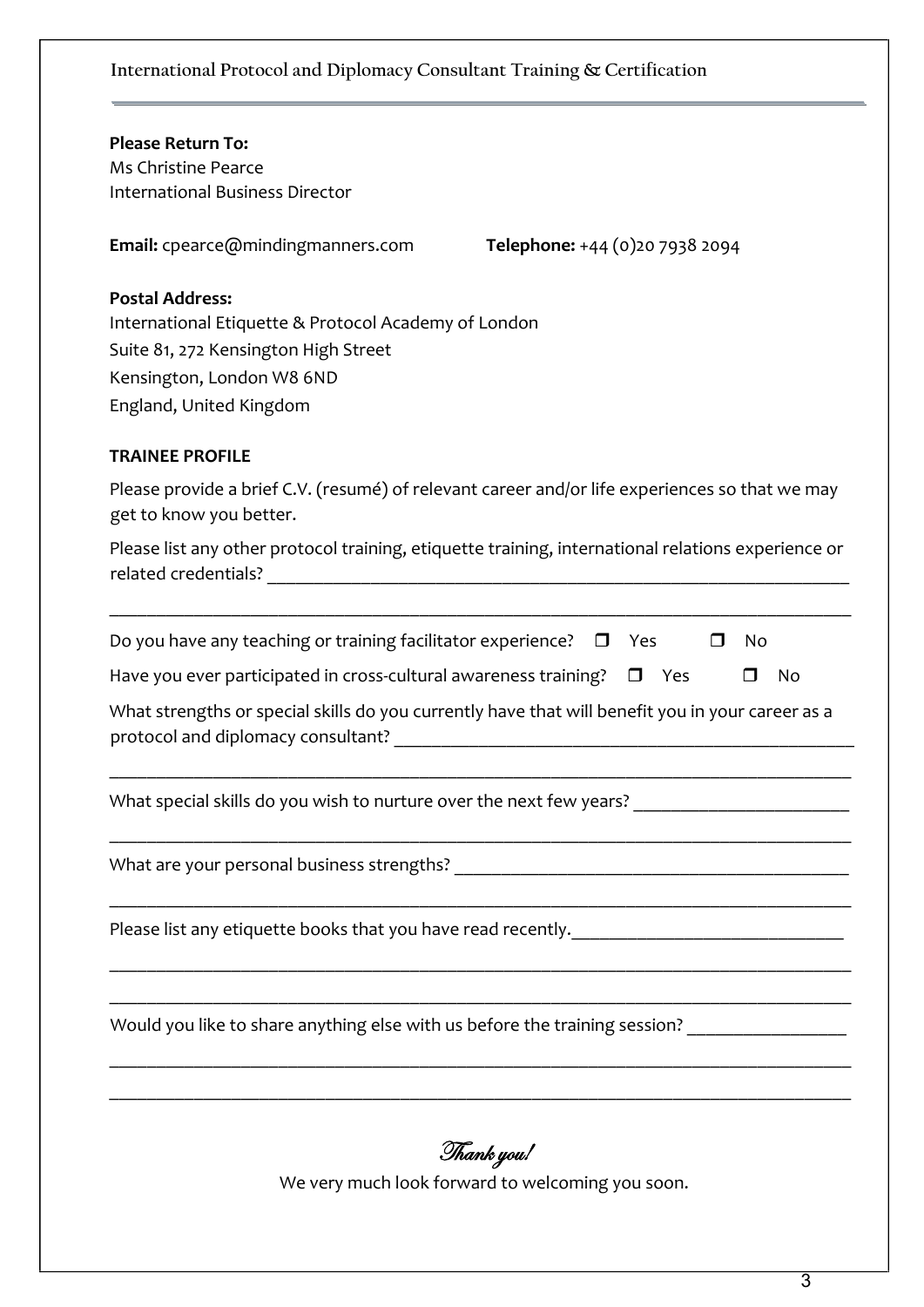**Please Return To:**
Ms Christine Pearce
International Business Director

**Email:** cpearce@mindingmanners.com **Telephone:** +44 (0)20 7938 2094

**Postal Address:**
International Etiquette & Protocol Academy of London
Suite 81, 272 Kensington High Street
Kensington, London W8 6ND
England, United Kingdom

**TRAINEE PROFILE**

Please provide a brief C.V. (resumé) of relevant career and/or life experiences so that we may get to know you better.

Please list any other protocol training, etiquette training, international relations experience or related credentials? ____________________________________________________________

________________________________________________________________________________

Do you have any teaching or training facilitator experience? ☐ Yes ☐ No

Have you ever participated in cross-cultural awareness training? ☐ Yes ☐ No

What strengths or special skills do you currently have that will benefit you in your career as a protocol and diplomacy consultant? ____________________________________________

________________________________________________________________________________

What special skills do you wish to nurture over the next few years? ______________________

________________________________________________________________________________

What are your personal business strengths? __________________________________________

________________________________________________________________________________

Please list any etiquette books that you have read recently.____________________________

________________________________________________________________________________

________________________________________________________________________________

Would you like to share anything else with us before the training session? ________________

________________________________________________________________________________

________________________________________________________________________________

*Thank you!*

We very much look forward to welcoming you soon.